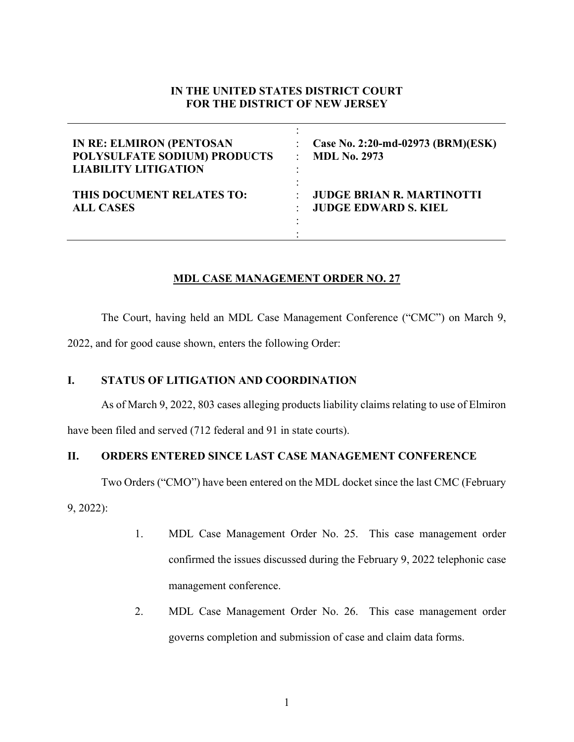**IN THE UNITED STATES DISTRICT COURT**
**FOR THE DISTRICT OF NEW JERSEY**

| | |
|---|---|
| **IN RE: ELMIRON (PENTOSAN POLYSULFATE SODIUM) PRODUCTS LIABILITY LITIGATION** | **Case No. 2:20-md-02973 (BRM)(ESK)** **MDL No. 2973** |
| **THIS DOCUMENT RELATES TO: ALL CASES** | **JUDGE BRIAN R. MARTINOTTI** **JUDGE EDWARD S. KIEL** |

**MDL CASE MANAGEMENT ORDER NO. 27**

The Court, having held an MDL Case Management Conference ("CMC") on March 9, 2022, and for good cause shown, enters the following Order:

## I. STATUS OF LITIGATION AND COORDINATION

As of March 9, 2022, 803 cases alleging products liability claims relating to use of Elmiron have been filed and served (712 federal and 91 in state courts).

## II. ORDERS ENTERED SINCE LAST CASE MANAGEMENT CONFERENCE

Two Orders ("CMO") have been entered on the MDL docket since the last CMC (February 9, 2022):

1. MDL Case Management Order No. 25. This case management order confirmed the issues discussed during the February 9, 2022 telephonic case management conference.
2. MDL Case Management Order No. 26. This case management order governs completion and submission of case and claim data forms.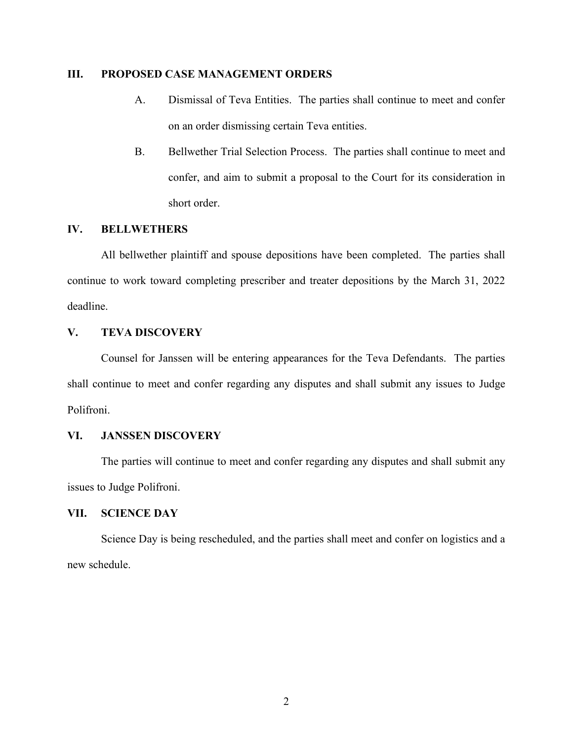## III. PROPOSED CASE MANAGEMENT ORDERS

A. Dismissal of Teva Entities. The parties shall continue to meet and confer on an order dismissing certain Teva entities.

B. Bellwether Trial Selection Process. The parties shall continue to meet and confer, and aim to submit a proposal to the Court for its consideration in short order.

## IV. BELLWETHERS

All bellwether plaintiff and spouse depositions have been completed. The parties shall continue to work toward completing prescriber and treater depositions by the March 31, 2022 deadline.

## V. TEVA DISCOVERY

Counsel for Janssen will be entering appearances for the Teva Defendants. The parties shall continue to meet and confer regarding any disputes and shall submit any issues to Judge Polifroni.

## VI. JANSSEN DISCOVERY

The parties will continue to meet and confer regarding any disputes and shall submit any issues to Judge Polifroni.

## VII. SCIENCE DAY

Science Day is being rescheduled, and the parties shall meet and confer on logistics and a new schedule.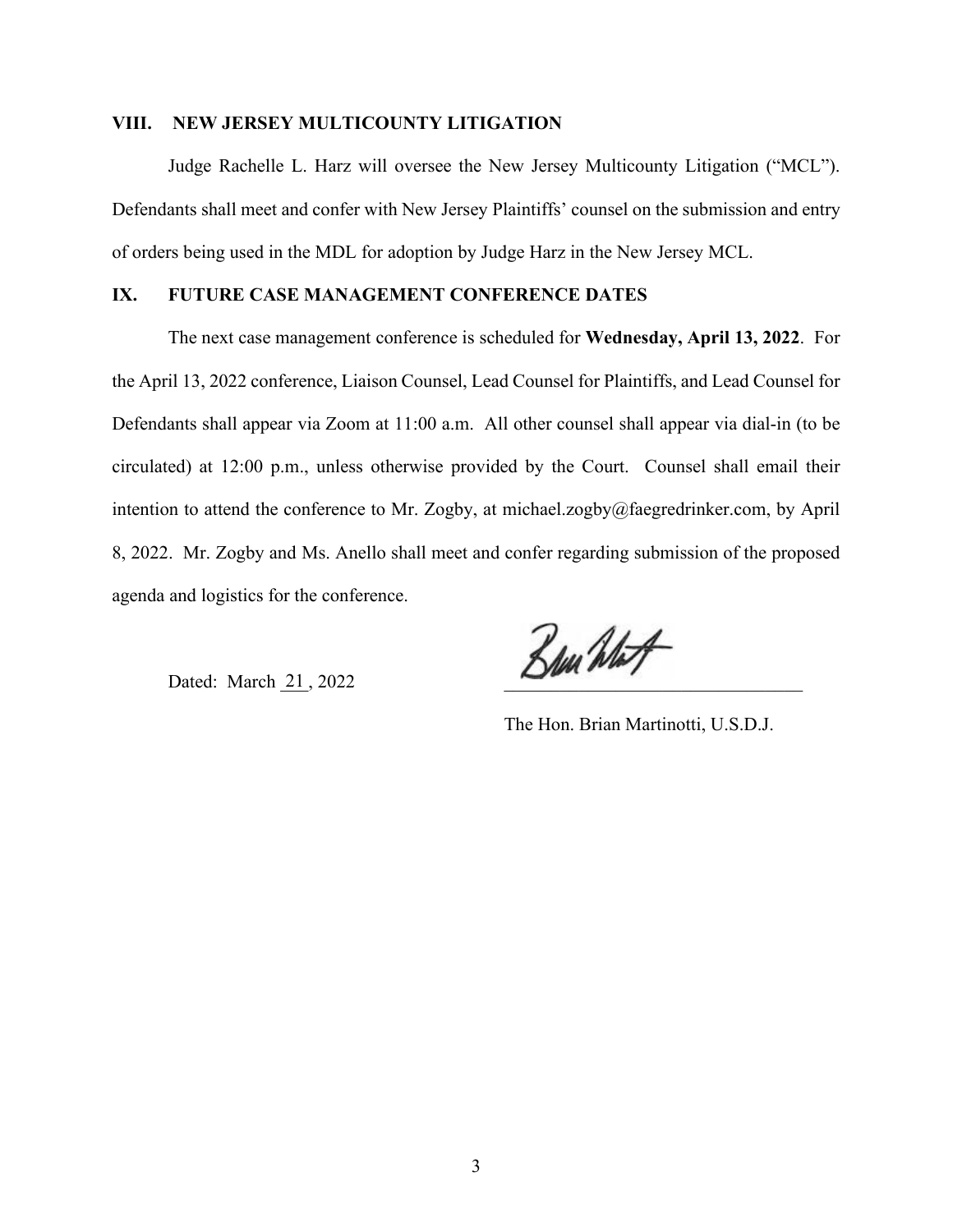## VIII. NEW JERSEY MULTICOUNTY LITIGATION

Judge Rachelle L. Harz will oversee the New Jersey Multicounty Litigation ("MCL"). Defendants shall meet and confer with New Jersey Plaintiffs' counsel on the submission and entry of orders being used in the MDL for adoption by Judge Harz in the New Jersey MCL.

## IX. FUTURE CASE MANAGEMENT CONFERENCE DATES

The next case management conference is scheduled for **Wednesday, April 13, 2022**. For the April 13, 2022 conference, Liaison Counsel, Lead Counsel for Plaintiffs, and Lead Counsel for Defendants shall appear via Zoom at 11:00 a.m. All other counsel shall appear via dial-in (to be circulated) at 12:00 p.m., unless otherwise provided by the Court. Counsel shall email their intention to attend the conference to Mr. Zogby, at michael.zogby@faegredrinker.com, by April 8, 2022. Mr. Zogby and Ms. Anello shall meet and confer regarding submission of the proposed agenda and logistics for the conference.

Dated: March 21, 2022

_________________________________

The Hon. Brian Martinotti, U.S.D.J.